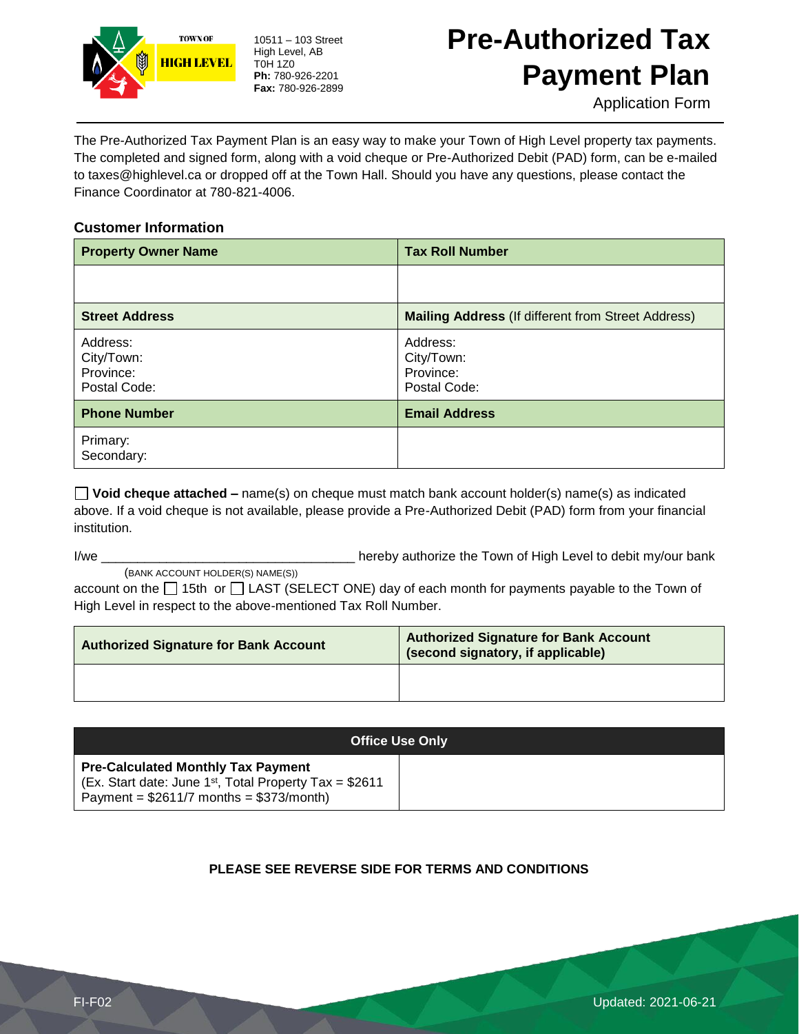TOWN OF HIGH LEVEL

10511 – 103 Street
High Level, AB
T0H 1Z0
**Ph:** 780-926-2201
**Fax:** 780-926-2899

# Pre-Authorized Tax Payment Plan

Application Form

The Pre-Authorized Tax Payment Plan is an easy way to make your Town of High Level property tax payments. The completed and signed form, along with a void cheque or Pre-Authorized Debit (PAD) form, can be e-mailed to taxes@highlevel.ca or dropped off at the Town Hall. Should you have any questions, please contact the Finance Coordinator at 780-821-4006.

### Customer Information

| **Property Owner Name** | **Tax Roll Number** |
|---|---|
| | |
| **Street Address** | **Mailing Address** (If different from Street Address) |
| Address:<br>City/Town:<br>Province:<br>Postal Code: | Address:<br>City/Town:<br>Province:<br>Postal Code: |
| **Phone Number** | **Email Address** |
| Primary:<br>Secondary: | |

☐ **Void cheque attached –** name(s) on cheque must match bank account holder(s) name(s) as indicated above. If a void cheque is not available, please provide a Pre-Authorized Debit (PAD) form from your financial institution.

I/we ____________________________________ hereby authorize the Town of High Level to debit my/our bank
(BANK ACCOUNT HOLDER(S) NAME(S))
account on the ☐ 15th or ☐ LAST (SELECT ONE) day of each month for payments payable to the Town of High Level in respect to the above-mentioned Tax Roll Number.

| **Authorized Signature for Bank Account** | **Authorized Signature for Bank Account (second signatory, if applicable)** |
|---|---|
| | |

| **Office Use Only** | |
|---|---|
| **Pre-Calculated Monthly Tax Payment**<br>(Ex. Start date: June 1st, Total Property Tax = $2611<br>Payment = $2611/7 months = $373/month) | |

**PLEASE SEE REVERSE SIDE FOR TERMS AND CONDITIONS**

FI-F02 Updated: 2021-06-21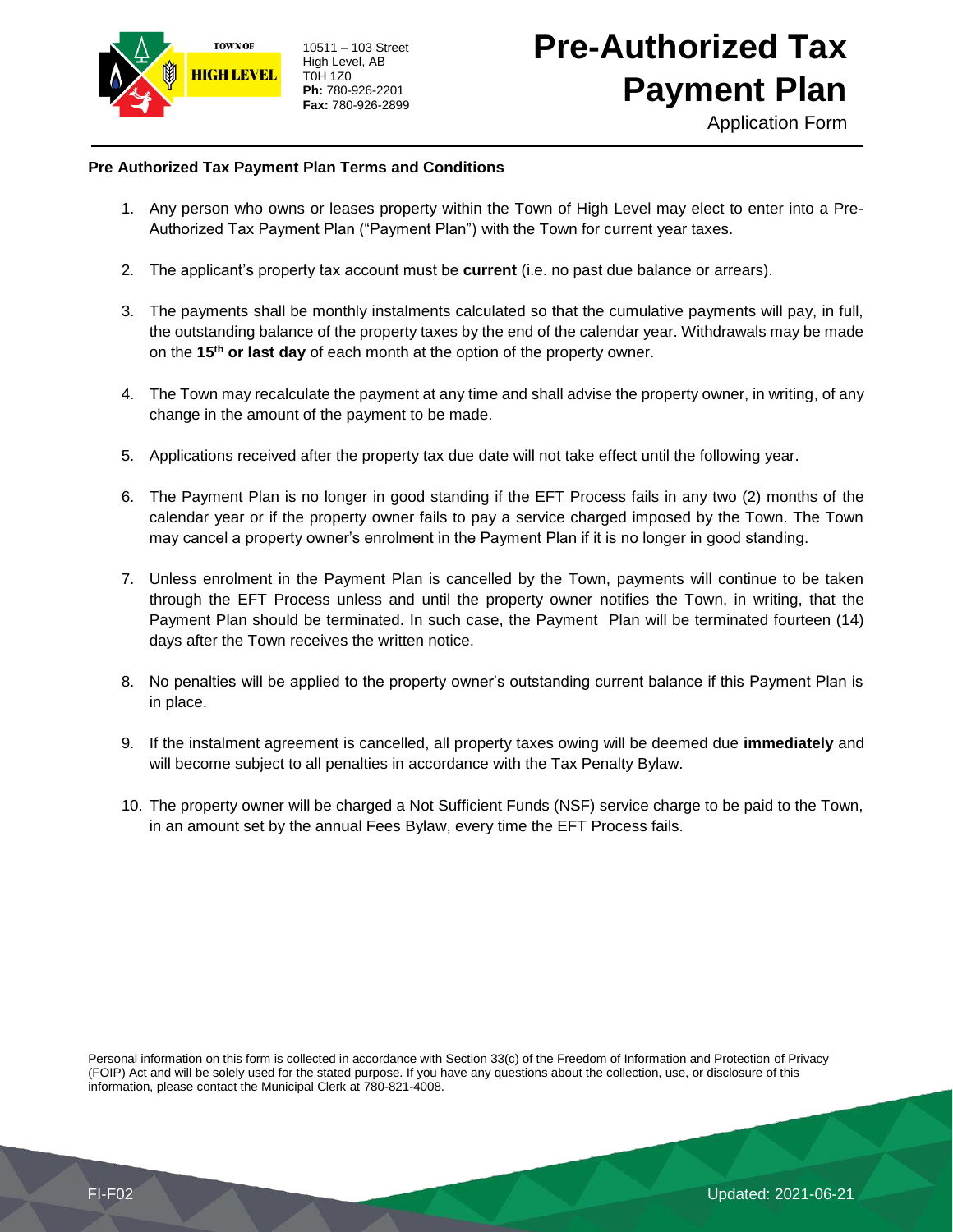TOWN OF HIGH LEVEL

10511 – 103 Street
High Level, AB
T0H 1Z0
**Ph:** 780-926-2201
**Fax:** 780-926-2899

# Pre-Authorized Tax Payment Plan

Application Form

**Pre Authorized Tax Payment Plan Terms and Conditions**

1. Any person who owns or leases property within the Town of High Level may elect to enter into a Pre-Authorized Tax Payment Plan ("Payment Plan") with the Town for current year taxes.

2. The applicant's property tax account must be **current** (i.e. no past due balance or arrears).

3. The payments shall be monthly instalments calculated so that the cumulative payments will pay, in full, the outstanding balance of the property taxes by the end of the calendar year. Withdrawals may be made on the **15th or last day** of each month at the option of the property owner.

4. The Town may recalculate the payment at any time and shall advise the property owner, in writing, of any change in the amount of the payment to be made.

5. Applications received after the property tax due date will not take effect until the following year.

6. The Payment Plan is no longer in good standing if the EFT Process fails in any two (2) months of the calendar year or if the property owner fails to pay a service charged imposed by the Town. The Town may cancel a property owner's enrolment in the Payment Plan if it is no longer in good standing.

7. Unless enrolment in the Payment Plan is cancelled by the Town, payments will continue to be taken through the EFT Process unless and until the property owner notifies the Town, in writing, that the Payment Plan should be terminated. In such case, the Payment Plan will be terminated fourteen (14) days after the Town receives the written notice.

8. No penalties will be applied to the property owner's outstanding current balance if this Payment Plan is in place.

9. If the instalment agreement is cancelled, all property taxes owing will be deemed due **immediately** and will become subject to all penalties in accordance with the Tax Penalty Bylaw.

10. The property owner will be charged a Not Sufficient Funds (NSF) service charge to be paid to the Town, in an amount set by the annual Fees Bylaw, every time the EFT Process fails.

Personal information on this form is collected in accordance with Section 33(c) of the Freedom of Information and Protection of Privacy (FOIP) Act and will be solely used for the stated purpose. If you have any questions about the collection, use, or disclosure of this information, please contact the Municipal Clerk at 780-821-4008.

FI-F02 Updated: 2021-06-21